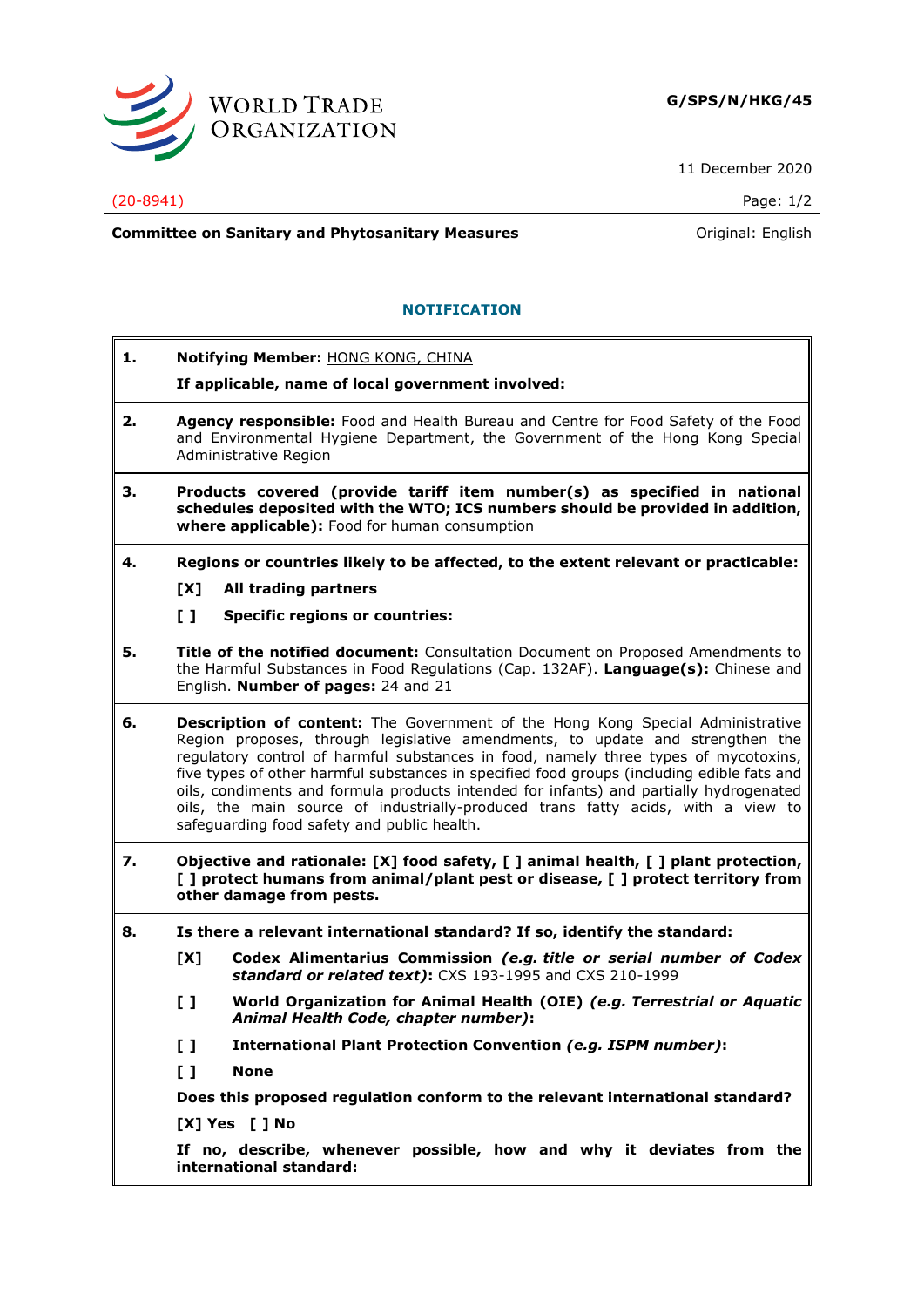WORLD TRADE ORGANIZATION

**G/SPS/N/HKG/45**

11 December 2020

(20-8941)

**Committee on Sanitary and Phytosanitary Measures**

Original: English

## NOTIFICATION

**1. Notifying Member:** HONG KONG, CHINA

**If applicable, name of local government involved:**

**2. Agency responsible:** Food and Health Bureau and Centre for Food Safety of the Food and Environmental Hygiene Department, the Government of the Hong Kong Special Administrative Region

**3. Products covered (provide tariff item number(s) as specified in national schedules deposited with the WTO; ICS numbers should be provided in addition, where applicable):** Food for human consumption

**4. Regions or countries likely to be affected, to the extent relevant or practicable:**

**[X] All trading partners**

**[ ] Specific regions or countries:**

**5. Title of the notified document:** Consultation Document on Proposed Amendments to the Harmful Substances in Food Regulations (Cap. 132AF). **Language(s):** Chinese and English. **Number of pages:** 24 and 21

**6. Description of content:** The Government of the Hong Kong Special Administrative Region proposes, through legislative amendments, to update and strengthen the regulatory control of harmful substances in food, namely three types of mycotoxins, five types of other harmful substances in specified food groups (including edible fats and oils, condiments and formula products intended for infants) and partially hydrogenated oils, the main source of industrially-produced trans fatty acids, with a view to safeguarding food safety and public health.

**7. Objective and rationale: [X] food safety, [ ] animal health, [ ] plant protection, [ ] protect humans from animal/plant pest or disease, [ ] protect territory from other damage from pests.**

**8. Is there a relevant international standard? If so, identify the standard:**

**[X] Codex Alimentarius Commission *(e.g. title or serial number of Codex standard or related text)*:** CXS 193-1995 and CXS 210-1999

**[ ] World Organization for Animal Health (OIE) *(e.g. Terrestrial or Aquatic Animal Health Code, chapter number)*:**

**[ ] International Plant Protection Convention *(e.g. ISPM number)*:**

**[ ] None**

**Does this proposed regulation conform to the relevant international standard?**

**[X] Yes [ ] No**

**If no, describe, whenever possible, how and why it deviates from the international standard:**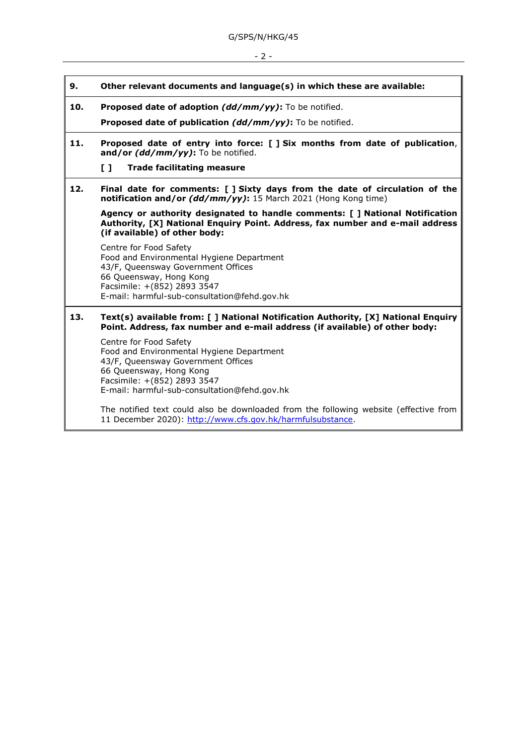**9. Other relevant documents and language(s) in which these are available:**

**10. Proposed date of adoption *(dd/mm/yy)*:** To be notified.

**Proposed date of publication *(dd/mm/yy)*:** To be notified.

**11. Proposed date of entry into force: [ ] Six months from date of publication, and/or *(dd/mm/yy)*:** To be notified.

**[ ] Trade facilitating measure**

**12. Final date for comments: [ ] Sixty days from the date of circulation of the notification and/or *(dd/mm/yy)*:** 15 March 2021 (Hong Kong time)

**Agency or authority designated to handle comments: [ ] National Notification Authority, [X] National Enquiry Point. Address, fax number and e-mail address (if available) of other body:**

Centre for Food Safety
Food and Environmental Hygiene Department
43/F, Queensway Government Offices
66 Queensway, Hong Kong
Facsimile: +(852) 2893 3547
E-mail: harmful-sub-consultation@fehd.gov.hk

**13. Text(s) available from: [ ] National Notification Authority, [X] National Enquiry Point. Address, fax number and e-mail address (if available) of other body:**

Centre for Food Safety
Food and Environmental Hygiene Department
43/F, Queensway Government Offices
66 Queensway, Hong Kong
Facsimile: +(852) 2893 3547
E-mail: harmful-sub-consultation@fehd.gov.hk

The notified text could also be downloaded from the following website (effective from 11 December 2020): http://www.cfs.gov.hk/harmfulsubstance.